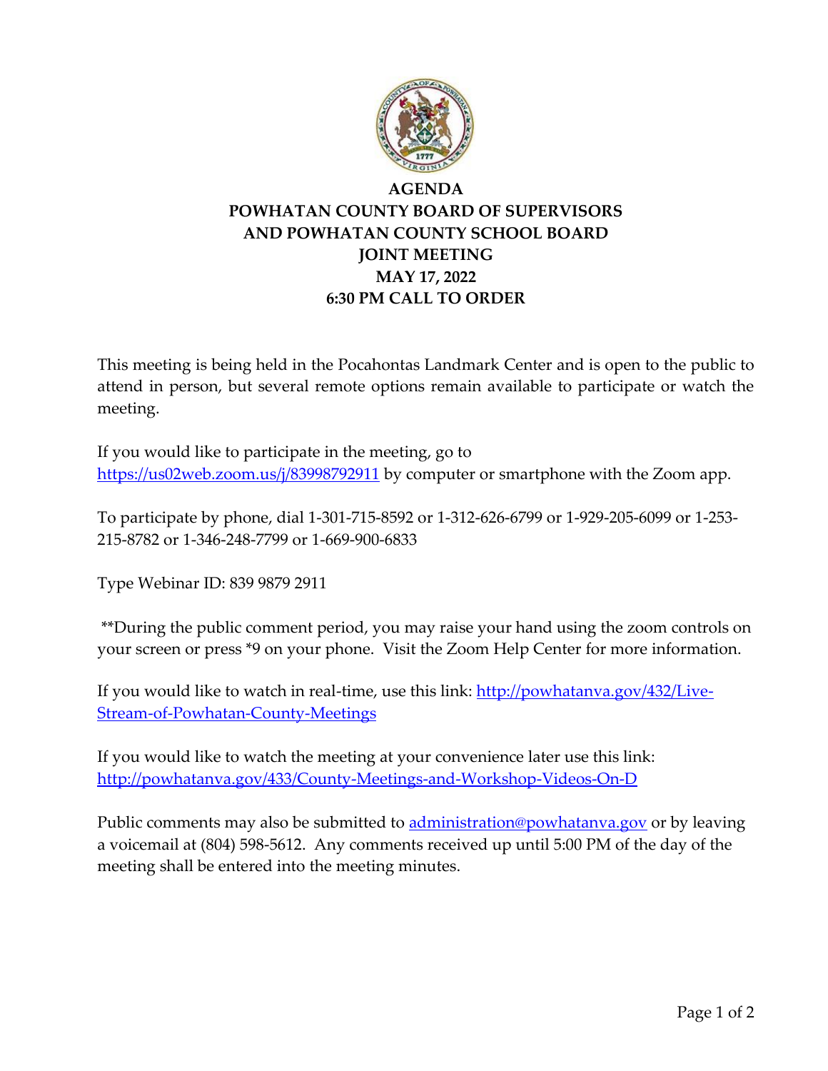# AGENDA
## POWHATAN COUNTY BOARD OF SUPERVISORS AND POWHATAN COUNTY SCHOOL BOARD JOINT MEETING
## MAY 17, 2022
## 6:30 PM CALL TO ORDER

This meeting is being held in the Pocahontas Landmark Center and is open to the public to attend in person, but several remote options remain available to participate or watch the meeting.

If you would like to participate in the meeting, go to https://us02web.zoom.us/j/83998792911 by computer or smartphone with the Zoom app.

To participate by phone, dial 1-301-715-8592 or 1-312-626-6799 or 1-929-205-6099 or 1-253-215-8782 or 1-346-248-7799 or 1-669-900-6833

Type Webinar ID: 839 9879 2911

**During the public comment period, you may raise your hand using the zoom controls on your screen or press *9 on your phone. Visit the Zoom Help Center for more information.

If you would like to watch in real-time, use this link: http://powhatanva.gov/432/Live-Stream-of-Powhatan-County-Meetings

If you would like to watch the meeting at your convenience later use this link: http://powhatanva.gov/433/County-Meetings-and-Workshop-Videos-On-D

Public comments may also be submitted to administration@powhatanva.gov or by leaving a voicemail at (804) 598-5612. Any comments received up until 5:00 PM of the day of the meeting shall be entered into the meeting minutes.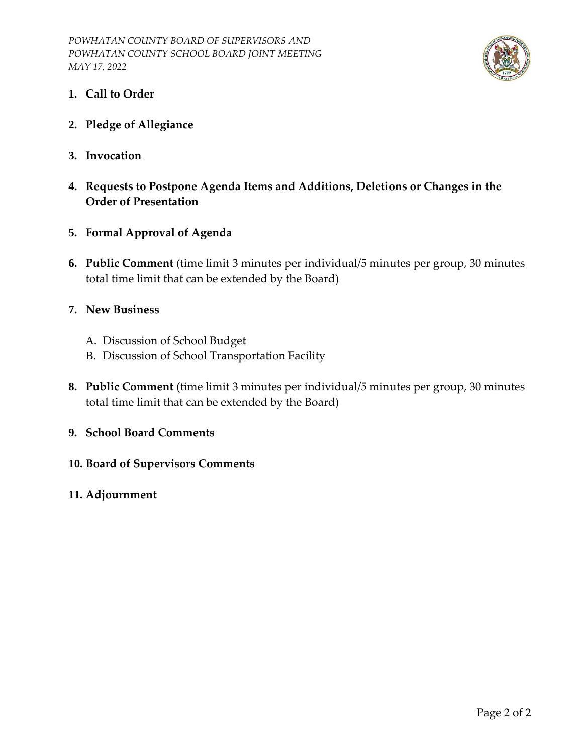*POWHATAN COUNTY BOARD OF SUPERVISORS AND*
*POWHATAN COUNTY SCHOOL BOARD JOINT MEETING*
*MAY 17, 2022*

1. **Call to Order**

2. **Pledge of Allegiance**

3. **Invocation**

4. **Requests to Postpone Agenda Items and Additions, Deletions or Changes in the Order of Presentation**

5. **Formal Approval of Agenda**

6. **Public Comment** (time limit 3 minutes per individual/5 minutes per group, 30 minutes total time limit that can be extended by the Board)

7. **New Business**

   A. Discussion of School Budget
   B. Discussion of School Transportation Facility

8. **Public Comment** (time limit 3 minutes per individual/5 minutes per group, 30 minutes total time limit that can be extended by the Board)

9. **School Board Comments**

10. **Board of Supervisors Comments**

11. **Adjournment**